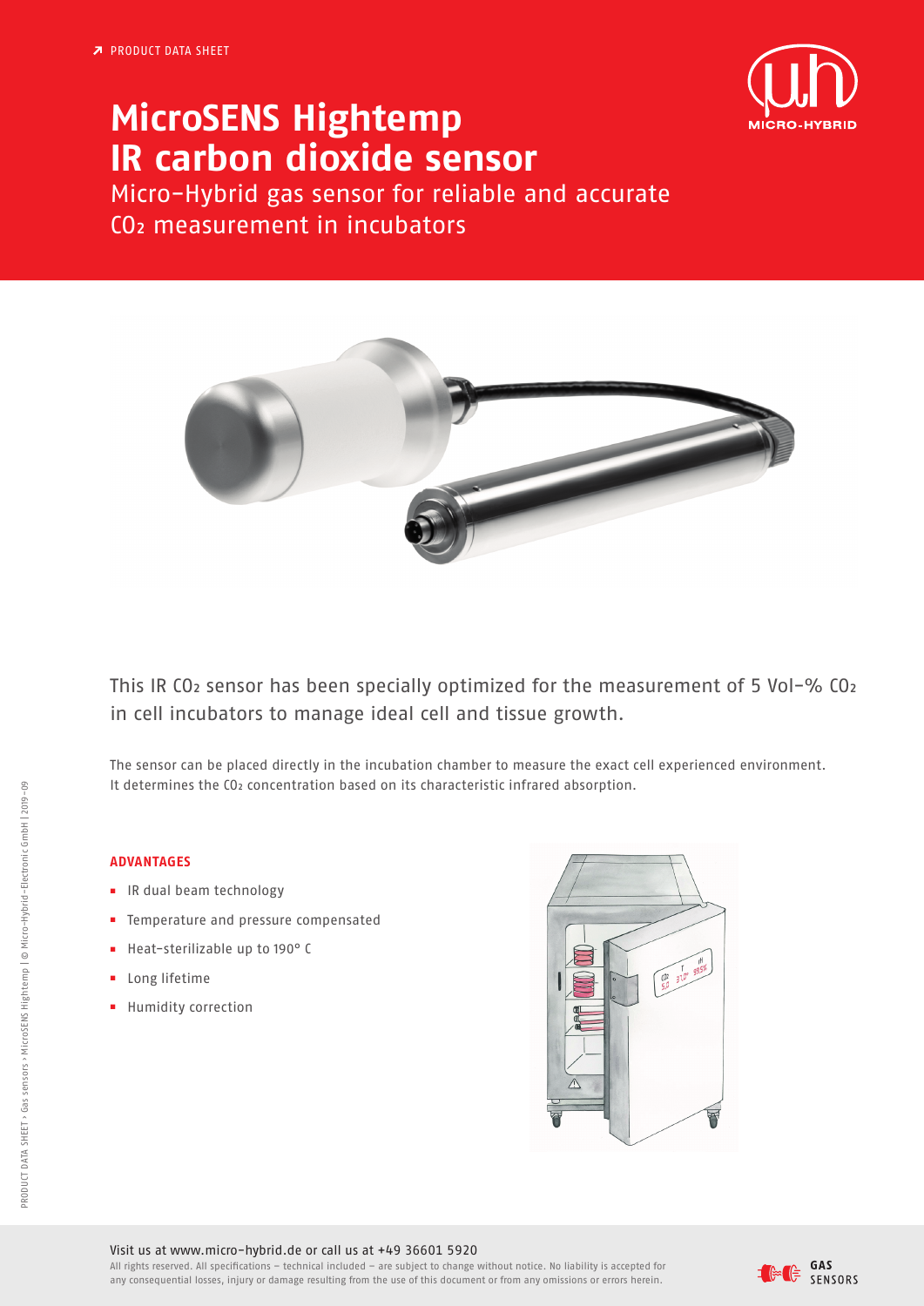PRODUCT DATA SHEET

# MicroSENS Hightemp IR carbon dioxide sensor

Micro-Hybrid gas sensor for reliable and accurate $CO_2$ measurement in incubators

This IR $CO_2$ sensor has been specially optimized for the measurement of 5 Vol-% $CO_2$ in cell incubators to manage ideal cell and tissue growth.

The sensor can be placed directly in the incubation chamber to measure the exact cell experienced environment. It determines the $CO_2$ concentration based on its characteristic infrared absorption.

## ADVANTAGES

- IR dual beam technology
- Temperature and pressure compensated
- Heat-sterilizable up to 190° C
- Long lifetime
- Humidity correction

Visit us at www.micro-hybrid.de or call us at +49 36601 5920

All rights reserved. All specifications – technical included – are subject to change without notice. No liability is accepted for any consequential losses, injury or damage resulting from the use of this document or from any omissions or errors herein.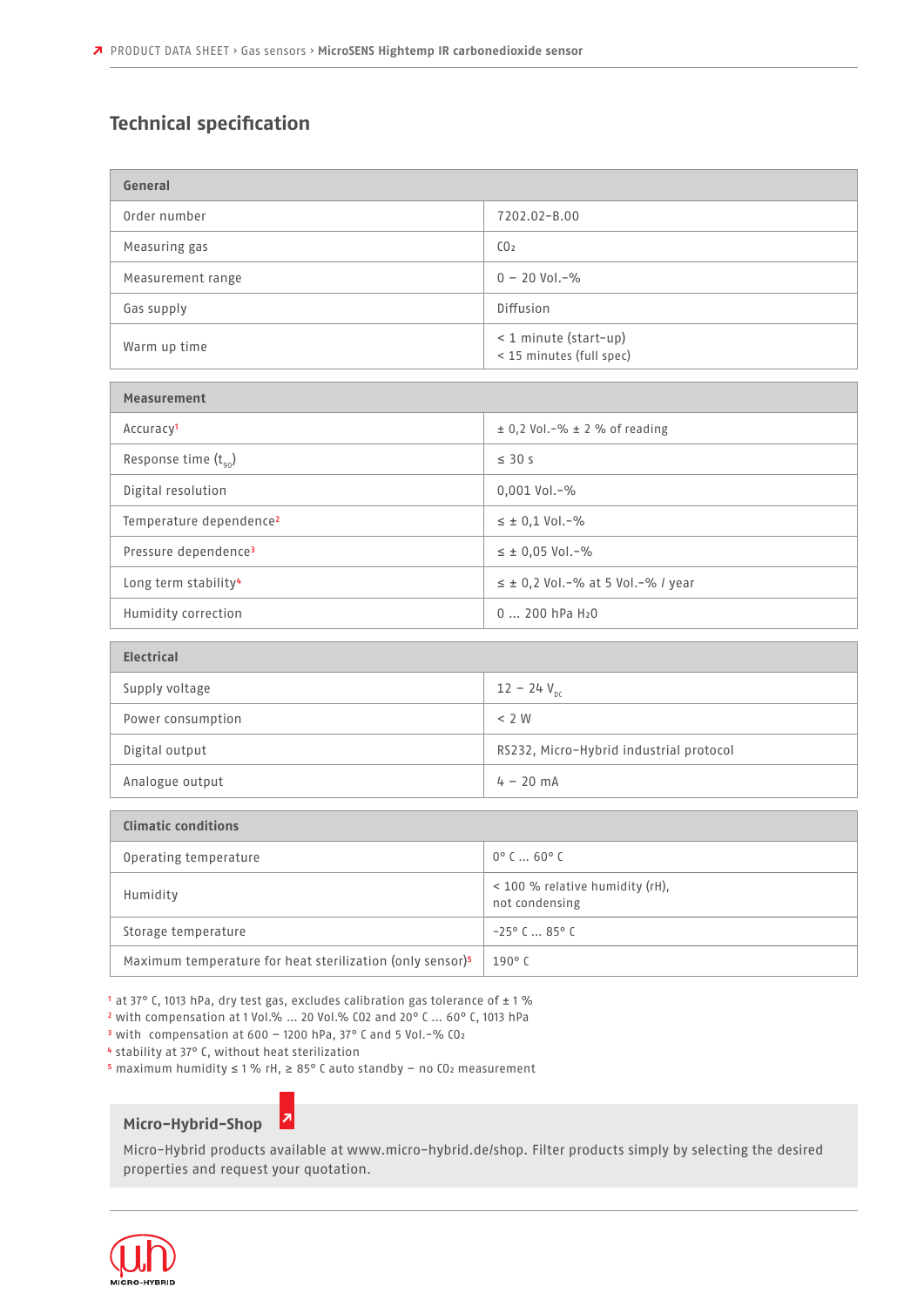# Technical specification

| General | |
|---|---|
| Order number | 7202.02-B.00 |
| Measuring gas | $CO_2$ |
| Measurement range | 0 – 20 Vol.-% |
| Gas supply | Diffusion |
| Warm up time | < 1 minute (start-up)<br>< 15 minutes (full spec) |

| Measurement | |
|---|---|
| Accuracy[1] | ± 0,2 Vol.-% ± 2 % of reading |
| Response time ($t_{90}$) | ≤ 30 s |
| Digital resolution | 0,001 Vol.-% |
| Temperature dependence[2] | ≤ ± 0,1 Vol.-% |
| Pressure dependence[3] | ≤ ± 0,05 Vol.-% |
| Long term stability[4] | ≤ ± 0,2 Vol.-% at 5 Vol.-% / year |
| Humidity correction | 0 ... 200 hPa $H_2O$ |

| Electrical | |
|---|---|
| Supply voltage | 12 – 24 $V_{DC}$ |
| Power consumption | < 2 W |
| Digital output | RS232, Micro-Hybrid industrial protocol |
| Analogue output | 4 – 20 mA |

| Climatic conditions | |
|---|---|
| Operating temperature | 0° C ... 60° C |
| Humidity | < 100 % relative humidity (rH),<br>not condensing |
| Storage temperature | -25° C ... 85° C |
| Maximum temperature for heat sterilization (only sensor)[5] | 190° C |

[1] at 37° C, 1013 hPa, dry test gas, excludes calibration gas tolerance of ± 1 %
[2] with compensation at 1 Vol.% ... 20 Vol.% $CO_2$ and 20° C ... 60° C, 1013 hPa
[3] with compensation at 600 – 1200 hPa, 37° C and 5 Vol.-% $CO_2$
[4] stability at 37° C, without heat sterilization
[5] maximum humidity ≤ 1 % rH, ≥ 85° C auto standby – no $CO_2$ measurement

## Micro-Hybrid-Shop

Micro-Hybrid products available at www.micro-hybrid.de/shop. Filter products simply by selecting the desired properties and request your quotation.